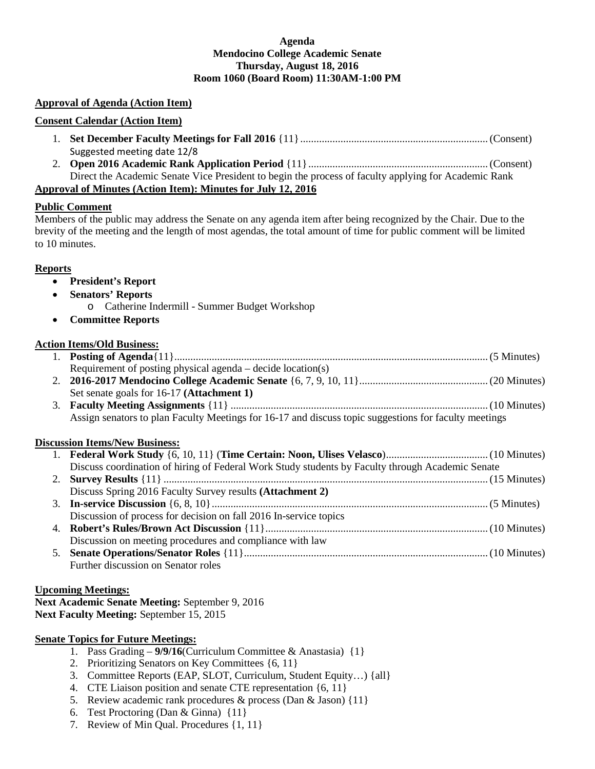**Agenda**
**Mendocino College Academic Senate**
**Thursday, August 18, 2016**
**Room 1060 (Board Room) 11:30AM-1:00 PM**

**Approval of Agenda (Action Item)**

**Consent Calendar (Action Item)**

1. **Set December Faculty Meetings for Fall 2016** {11}...................................................................... (Consent)
   Suggested meeting date 12/8
2. **Open 2016 Academic Rank Application Period** {11}................................................................... (Consent)
   Direct the Academic Senate Vice President to begin the process of faculty applying for Academic Rank

**Approval of Minutes (Action Item): Minutes for July 12, 2016**

**Public Comment**

Members of the public may address the Senate on any agenda item after being recognized by the Chair. Due to the brevity of the meeting and the length of most agendas, the total amount of time for public comment will be limited to 10 minutes.

**Reports**

- **President's Report**
- **Senators' Reports**
  - Catherine Indermill - Summer Budget Workshop
- **Committee Reports**

**Action Items/Old Business:**

1. **Posting of Agenda**{11}..................................................................................................................... (5 Minutes)
   Requirement of posting physical agenda – decide location(s)
2. **2016-2017 Mendocino College Academic Senate** {6, 7, 9, 10, 11}................................................ (20 Minutes)
   Set senate goals for 16-17 **(Attachment 1)**
3. **Faculty Meeting Assignments** {11} ............................................................................................... (10 Minutes)
   Assign senators to plan Faculty Meetings for 16-17 and discuss topic suggestions for faculty meetings

**Discussion Items/New Business:**

1. **Federal Work Study** {6, 10, 11} (**Time Certain: Noon, Ulises Velasco**)...................................... (10 Minutes)
   Discuss coordination of hiring of Federal Work Study students by Faculty through Academic Senate
2. **Survey Results** {11} ......................................................................................................................... (15 Minutes)
   Discuss Spring 2016 Faculty Survey results **(Attachment 2)**
3. **In-service Discussion** {6, 8, 10}...................................................................................................... (5 Minutes)
   Discussion of process for decision on fall 2016 In-service topics
4. **Robert's Rules/Brown Act Discussion** {11}.................................................................................. (10 Minutes)
   Discussion on meeting procedures and compliance with law
5. **Senate Operations/Senator Roles** {11}........................................................................................... (10 Minutes)
   Further discussion on Senator roles

**Upcoming Meetings:**

**Next Academic Senate Meeting:** September 9, 2016
**Next Faculty Meeting:** September 15, 2015

**Senate Topics for Future Meetings:**

1. Pass Grading – **9/9/16**(Curriculum Committee & Anastasia) {1}
2. Prioritizing Senators on Key Committees {6, 11}
3. Committee Reports (EAP, SLOT, Curriculum, Student Equity…) {all}
4. CTE Liaison position and senate CTE representation {6, 11}
5. Review academic rank procedures & process (Dan & Jason) {11}
6. Test Proctoring (Dan & Ginna) {11}
7. Review of Min Qual. Procedures {1, 11}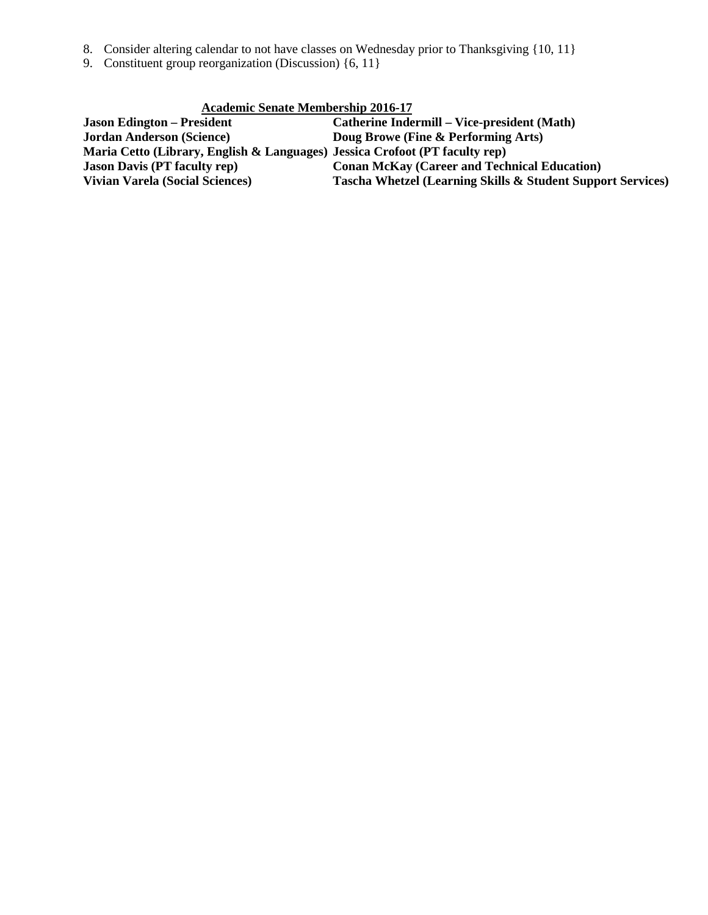8. Consider altering calendar to not have classes on Wednesday prior to Thanksgiving {10, 11}
9. Constituent group reorganization (Discussion) {6, 11}

**Academic Senate Membership 2016-17**

| | |
|---|---|
| **Jason Edington – President** | **Catherine Indermill – Vice-president (Math)** |
| **Jordan Anderson (Science)** | **Doug Browe (Fine & Performing Arts)** |
| **Maria Cetto (Library, English & Languages)** | **Jessica Crofoot (PT faculty rep)** |
| **Jason Davis (PT faculty rep)** | **Conan McKay (Career and Technical Education)** |
| **Vivian Varela (Social Sciences)** | **Tascha Whetzel (Learning Skills & Student Support Services)** |